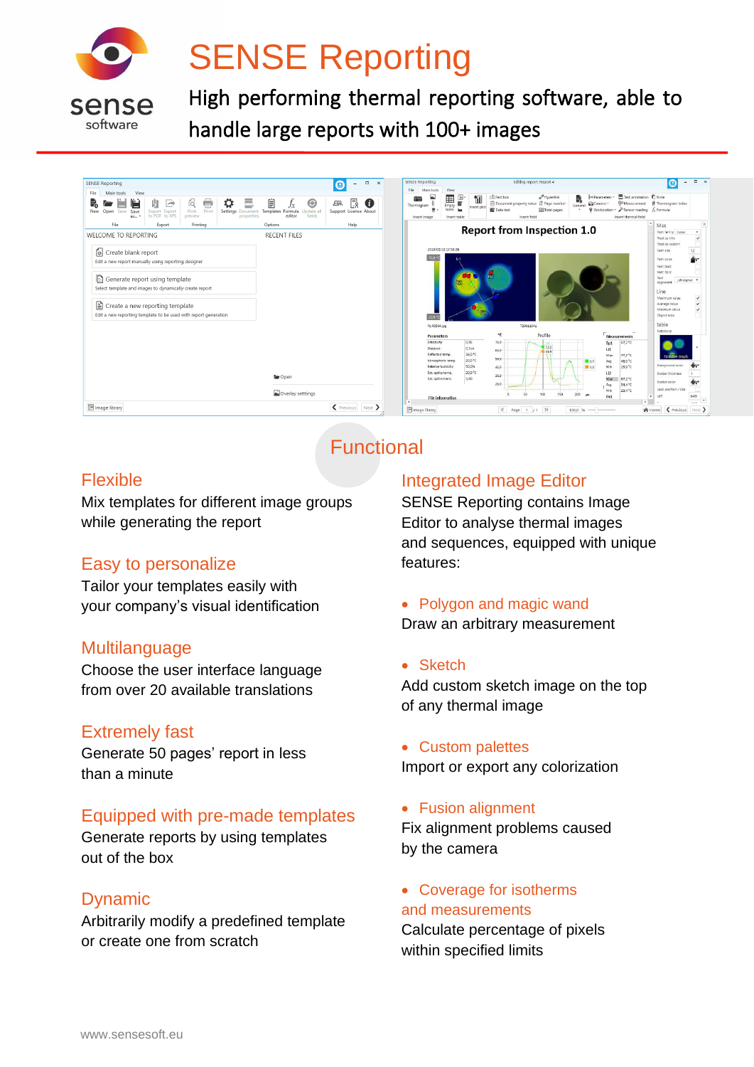# SENSE Reporting

High performing thermal reporting software, able to handle large reports with 100+ images

## Functional

### Flexible

Mix templates for different image groups while generating the report

### Easy to personalize

Tailor your templates easily with your company's visual identification

### Multilanguage

Choose the user interface language from over 20 available translations

### Extremely fast

Generate 50 pages' report in less than a minute

### Equipped with pre-made templates

Generate reports by using templates out of the box

### Dynamic

Arbitrarily modify a predefined template or create one from scratch

### Integrated Image Editor

SENSE Reporting contains Image Editor to analyse thermal images and sequences, equipped with unique features:

- **Polygon and magic wand**

  Draw an arbitrary measurement

- **Sketch**

  Add custom sketch image on the top of any thermal image

- **Custom palettes**

  Import or export any colorization

- **Fusion alignment**

  Fix alignment problems caused by the camera

- **Coverage for isotherms and measurements**

  Calculate percentage of pixels within specified limits

www.sensesoft.eu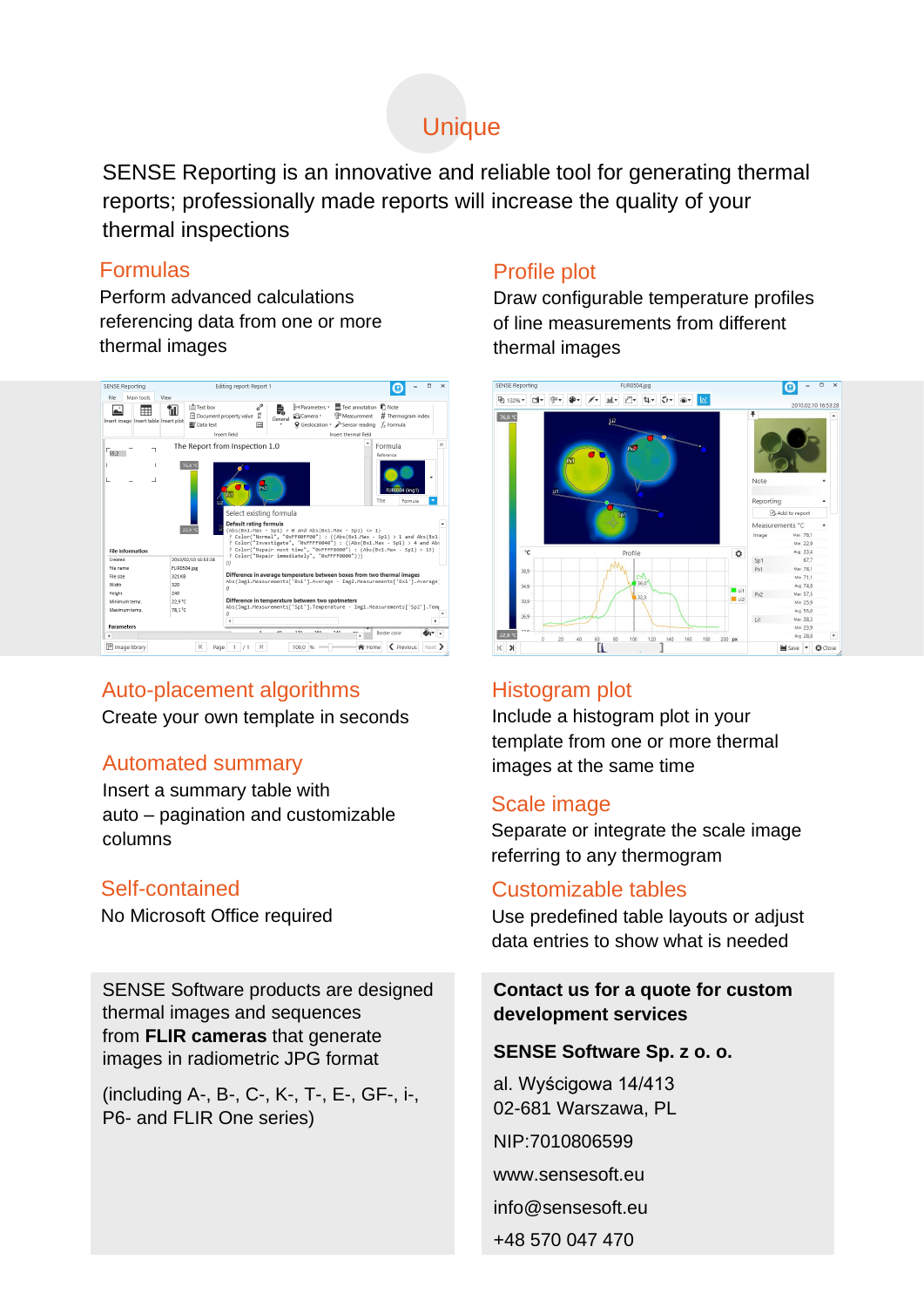## Unique

SENSE Reporting is an innovative and reliable tool for generating thermal reports; professionally made reports will increase the quality of your thermal inspections

### Formulas

Perform advanced calculations referencing data from one or more thermal images

### Profile plot

Draw configurable temperature profiles of line measurements from different thermal images

### Auto-placement algorithms

Create your own template in seconds

### Automated summary

Insert a summary table with auto – pagination and customizable columns

### Self-contained

No Microsoft Office required

### Histogram plot

Include a histogram plot in your template from one or more thermal images at the same time

### Scale image

Separate or integrate the scale image referring to any thermogram

### Customizable tables

Use predefined table layouts or adjust data entries to show what is needed

SENSE Software products are designed thermal images and sequences from **FLIR cameras** that generate images in radiometric JPG format

(including A-, B-, C-, K-, T-, E-, GF-, i-, P6- and FLIR One series)

**Contact us for a quote for custom development services**

**SENSE Software Sp. z o. o.**

al. Wyścigowa 14/413
02-681 Warszawa, PL

NIP:7010806599

www.sensesoft.eu

info@sensesoft.eu

+48 570 047 470